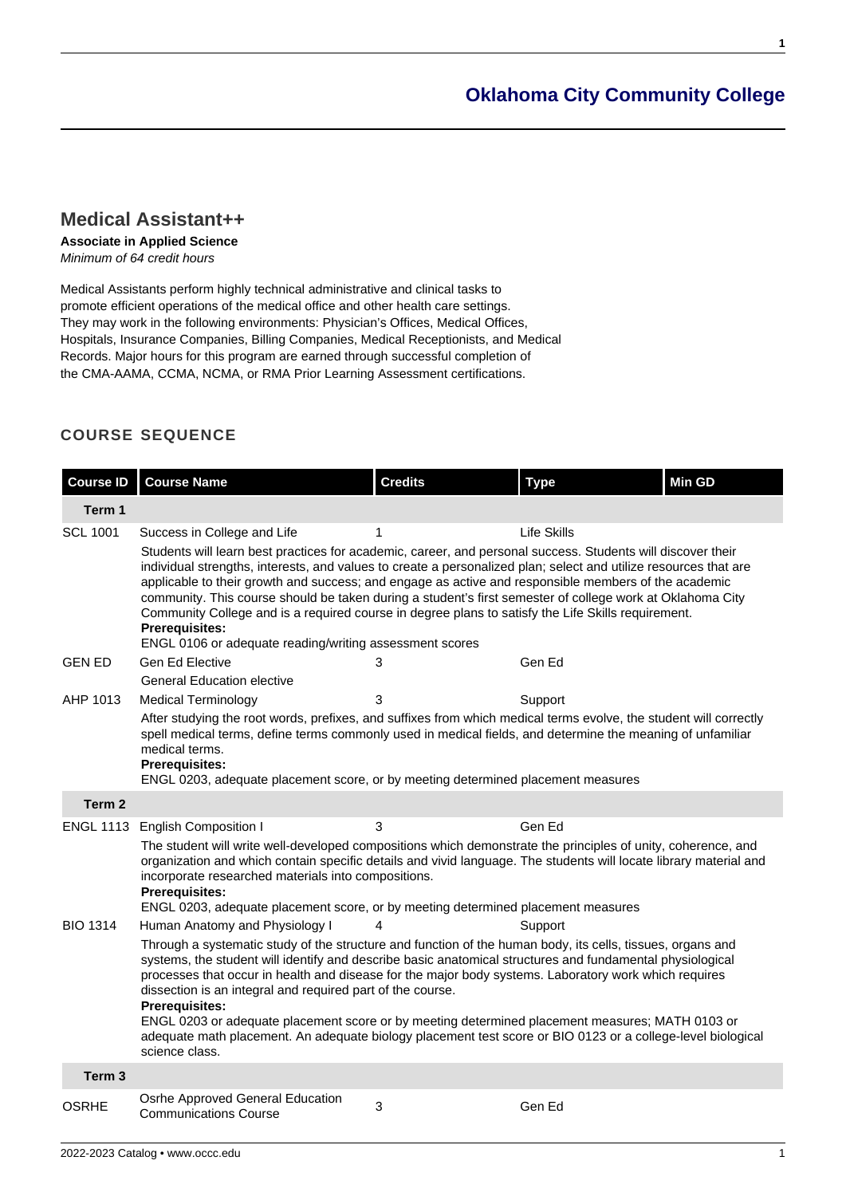# Medical Assistant++

**Associate in Applied Science**
*Minimum of 64 credit hours*

Medical Assistants perform highly technical administrative and clinical tasks to promote efficient operations of the medical office and other health care settings. They may work in the following environments: Physician's Offices, Medical Offices, Hospitals, Insurance Companies, Billing Companies, Medical Receptionists, and Medical Records. Major hours for this program are earned through successful completion of the CMA-AAMA, CCMA, NCMA, or RMA Prior Learning Assessment certifications.

## COURSE SEQUENCE

| Course ID | Course Name | Credits | Type | Min GD |
|---|---|---|---|---|
| **Term 1** | | | | |
| SCL 1001 | Success in College and Life | 1 | Life Skills | |
| | Students will learn best practices for academic, career, and personal success. Students will discover their individual strengths, interests, and values to create a personalized plan; select and utilize resources that are applicable to their growth and success; and engage as active and responsible members of the academic community. This course should be taken during a student's first semester of college work at Oklahoma City Community College and is a required course in degree plans to satisfy the Life Skills requirement. **Prerequisites:** ENGL 0106 or adequate reading/writing assessment scores | | | |
| GEN ED | Gen Ed Elective | 3 | Gen Ed | |
| | General Education elective | | | |
| AHP 1013 | Medical Terminology | 3 | Support | |
| | After studying the root words, prefixes, and suffixes from which medical terms evolve, the student will correctly spell medical terms, define terms commonly used in medical fields, and determine the meaning of unfamiliar medical terms. **Prerequisites:** ENGL 0203, adequate placement score, or by meeting determined placement measures | | | |
| **Term 2** | | | | |
| ENGL 1113 | English Composition I | 3 | Gen Ed | |
| | The student will write well-developed compositions which demonstrate the principles of unity, coherence, and organization and which contain specific details and vivid language. The students will locate library material and incorporate researched materials into compositions. **Prerequisites:** ENGL 0203, adequate placement score, or by meeting determined placement measures | | | |
| BIO 1314 | Human Anatomy and Physiology I | 4 | Support | |
| | Through a systematic study of the structure and function of the human body, its cells, tissues, organs and systems, the student will identify and describe basic anatomical structures and fundamental physiological processes that occur in health and disease for the major body systems. Laboratory work which requires dissection is an integral and required part of the course. **Prerequisites:** ENGL 0203 or adequate placement score or by meeting determined placement measures; MATH 0103 or adequate math placement. An adequate biology placement test score or BIO 0123 or a college-level biological science class. | | | |
| **Term 3** | | | | |
| OSRHE | Osrhe Approved General Education Communications Course | 3 | Gen Ed | |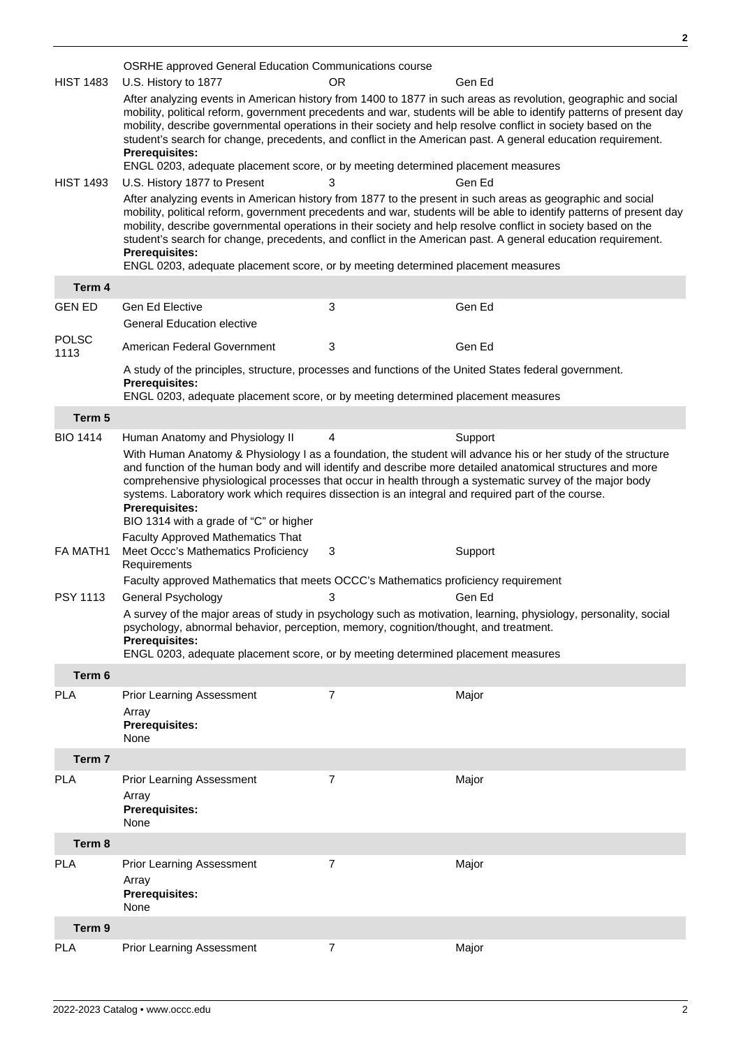| | | | |
|---|---|---|---|
| | OSRHE approved General Education Communications course | | |
| HIST 1483 | U.S. History to 1877 | OR | Gen Ed |
| | After analyzing events in American history from 1400 to 1877 in such areas as revolution, geographic and social mobility, political reform, government precedents and war, students will be able to identify patterns of present day mobility, describe governmental operations in their society and help resolve conflict in society based on the student's search for change, precedents, and conflict in the American past. A general education requirement.<br>**Prerequisites:**<br>ENGL 0203, adequate placement score, or by meeting determined placement measures | | |
| HIST 1493 | U.S. History 1877 to Present | 3 | Gen Ed |
| | After analyzing events in American history from 1877 to the present in such areas as geographic and social mobility, political reform, government precedents and war, students will be able to identify patterns of present day mobility, describe governmental operations in their society and help resolve conflict in society based on the student's search for change, precedents, and conflict in the American past. A general education requirement.<br>**Prerequisites:**<br>ENGL 0203, adequate placement score, or by meeting determined placement measures | | |
| **Term 4** | | | |
| GEN ED | Gen Ed Elective<br>General Education elective | 3 | Gen Ed |
| POLSC 1113 | American Federal Government | 3 | Gen Ed |
| | A study of the principles, structure, processes and functions of the United States federal government.<br>**Prerequisites:**<br>ENGL 0203, adequate placement score, or by meeting determined placement measures | | |
| **Term 5** | | | |
| BIO 1414 | Human Anatomy and Physiology II | 4 | Support |
| | With Human Anatomy & Physiology I as a foundation, the student will advance his or her study of the structure and function of the human body and will identify and describe more detailed anatomical structures and more comprehensive physiological processes that occur in health through a systematic survey of the major body systems. Laboratory work which requires dissection is an integral and required part of the course.<br>**Prerequisites:**<br>BIO 1314 with a grade of "C" or higher | | |
| FA MATH1 | Faculty Approved Mathematics That Meet Occc's Mathematics Proficiency Requirements | 3 | Support |
| | Faculty approved Mathematics that meets OCCC's Mathematics proficiency requirement | | |
| PSY 1113 | General Psychology | 3 | Gen Ed |
| | A survey of the major areas of study in psychology such as motivation, learning, physiology, personality, social psychology, abnormal behavior, perception, memory, cognition/thought, and treatment.<br>**Prerequisites:**<br>ENGL 0203, adequate placement score, or by meeting determined placement measures | | |
| **Term 6** | | | |
| PLA | Prior Learning Assessment<br>Array<br>**Prerequisites:**<br>None | 7 | Major |
| **Term 7** | | | |
| PLA | Prior Learning Assessment<br>Array<br>**Prerequisites:**<br>None | 7 | Major |
| **Term 8** | | | |
| PLA | Prior Learning Assessment<br>Array<br>**Prerequisites:**<br>None | 7 | Major |
| **Term 9** | | | |
| PLA | Prior Learning Assessment | 7 | Major |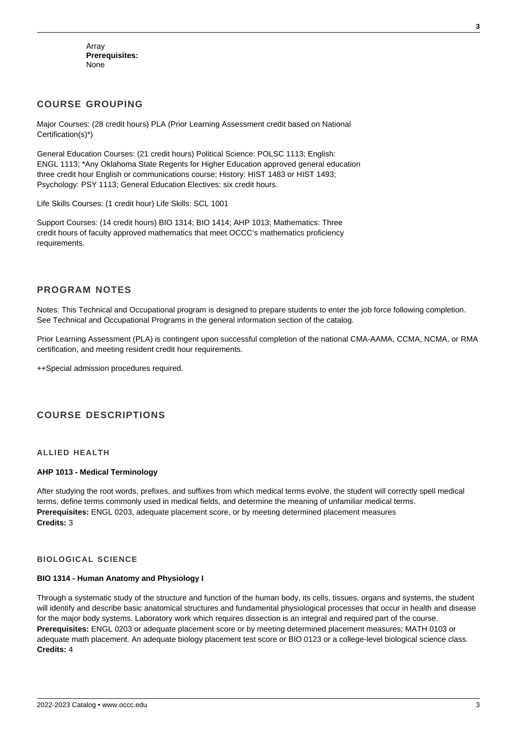Array
**Prerequisites:**
None

## COURSE GROUPING

Major Courses: (28 credit hours) PLA (Prior Learning Assessment credit based on National Certification(s)*)

General Education Courses: (21 credit hours) Political Science: POLSC 1113; English: ENGL 1113; *Any Oklahoma State Regents for Higher Education approved general education three credit hour English or communications course; History: HIST 1483 or HIST 1493; Psychology: PSY 1113; General Education Electives: six credit hours.

Life Skills Courses: (1 credit hour) Life Skills: SCL 1001

Support Courses: (14 credit hours) BIO 1314; BIO 1414; AHP 1013; Mathematics: Three credit hours of faculty approved mathematics that meet OCCC's mathematics proficiency requirements.

## PROGRAM NOTES

Notes: This Technical and Occupational program is designed to prepare students to enter the job force following completion. See Technical and Occupational Programs in the general information section of the catalog.

Prior Learning Assessment (PLA) is contingent upon successful completion of the national CMA-AAMA, CCMA, NCMA, or RMA certification, and meeting resident credit hour requirements.

++Special admission procedures required.

## COURSE DESCRIPTIONS

### ALLIED HEALTH

#### AHP 1013 - Medical Terminology

After studying the root words, prefixes, and suffixes from which medical terms evolve, the student will correctly spell medical terms, define terms commonly used in medical fields, and determine the meaning of unfamiliar medical terms.
**Prerequisites:** ENGL 0203, adequate placement score, or by meeting determined placement measures
**Credits:** 3

### BIOLOGICAL SCIENCE

#### BIO 1314 - Human Anatomy and Physiology I

Through a systematic study of the structure and function of the human body, its cells, tissues, organs and systems, the student will identify and describe basic anatomical structures and fundamental physiological processes that occur in health and disease for the major body systems. Laboratory work which requires dissection is an integral and required part of the course.
**Prerequisites:** ENGL 0203 or adequate placement score or by meeting determined placement measures; MATH 0103 or adequate math placement. An adequate biology placement test score or BIO 0123 or a college-level biological science class.
**Credits:** 4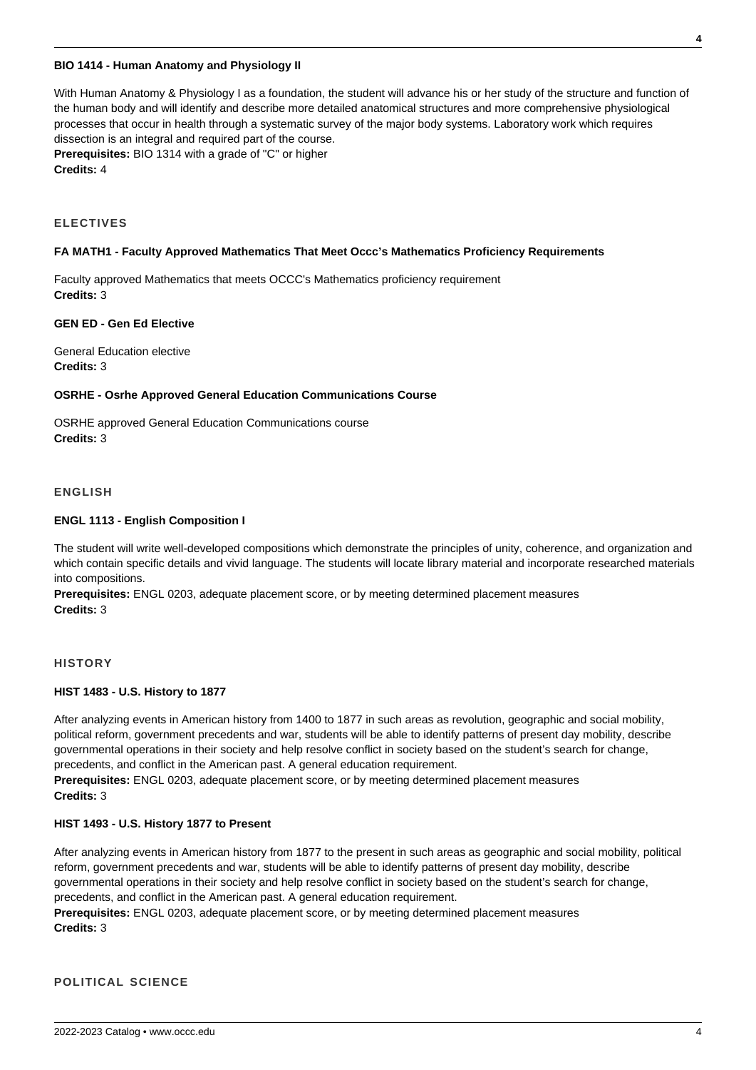**BIO 1414 - Human Anatomy and Physiology II**

With Human Anatomy & Physiology I as a foundation, the student will advance his or her study of the structure and function of the human body and will identify and describe more detailed anatomical structures and more comprehensive physiological processes that occur in health through a systematic survey of the major body systems. Laboratory work which requires dissection is an integral and required part of the course.
**Prerequisites:** BIO 1314 with a grade of "C" or higher
**Credits:** 4

## ELECTIVES

**FA MATH1 - Faculty Approved Mathematics That Meet Occc's Mathematics Proficiency Requirements**

Faculty approved Mathematics that meets OCCC's Mathematics proficiency requirement
**Credits:** 3

**GEN ED - Gen Ed Elective**

General Education elective
**Credits:** 3

**OSRHE - Osrhe Approved General Education Communications Course**

OSRHE approved General Education Communications course
**Credits:** 3

## ENGLISH

**ENGL 1113 - English Composition I**

The student will write well-developed compositions which demonstrate the principles of unity, coherence, and organization and which contain specific details and vivid language. The students will locate library material and incorporate researched materials into compositions.
**Prerequisites:** ENGL 0203, adequate placement score, or by meeting determined placement measures
**Credits:** 3

## HISTORY

**HIST 1483 - U.S. History to 1877**

After analyzing events in American history from 1400 to 1877 in such areas as revolution, geographic and social mobility, political reform, government precedents and war, students will be able to identify patterns of present day mobility, describe governmental operations in their society and help resolve conflict in society based on the student's search for change, precedents, and conflict in the American past. A general education requirement.
**Prerequisites:** ENGL 0203, adequate placement score, or by meeting determined placement measures
**Credits:** 3

**HIST 1493 - U.S. History 1877 to Present**

After analyzing events in American history from 1877 to the present in such areas as geographic and social mobility, political reform, government precedents and war, students will be able to identify patterns of present day mobility, describe governmental operations in their society and help resolve conflict in society based on the student's search for change, precedents, and conflict in the American past. A general education requirement.
**Prerequisites:** ENGL 0203, adequate placement score, or by meeting determined placement measures
**Credits:** 3

## POLITICAL SCIENCE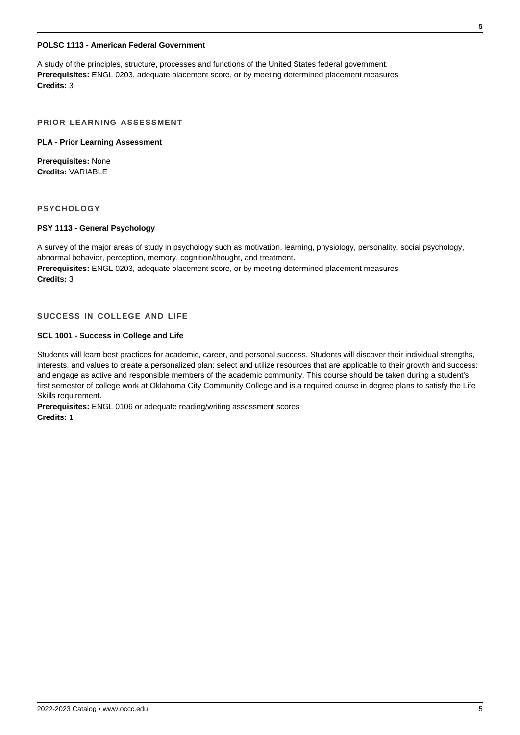#### POLSC 1113 - American Federal Government

A study of the principles, structure, processes and functions of the United States federal government.
**Prerequisites:** ENGL 0203, adequate placement score, or by meeting determined placement measures
**Credits:** 3

### PRIOR LEARNING ASSESSMENT

#### PLA - Prior Learning Assessment

**Prerequisites:** None
**Credits:** VARIABLE

### PSYCHOLOGY

#### PSY 1113 - General Psychology

A survey of the major areas of study in psychology such as motivation, learning, physiology, personality, social psychology, abnormal behavior, perception, memory, cognition/thought, and treatment.
**Prerequisites:** ENGL 0203, adequate placement score, or by meeting determined placement measures
**Credits:** 3

### SUCCESS IN COLLEGE AND LIFE

#### SCL 1001 - Success in College and Life

Students will learn best practices for academic, career, and personal success. Students will discover their individual strengths, interests, and values to create a personalized plan; select and utilize resources that are applicable to their growth and success; and engage as active and responsible members of the academic community. This course should be taken during a student's first semester of college work at Oklahoma City Community College and is a required course in degree plans to satisfy the Life Skills requirement.
**Prerequisites:** ENGL 0106 or adequate reading/writing assessment scores
**Credits:** 1